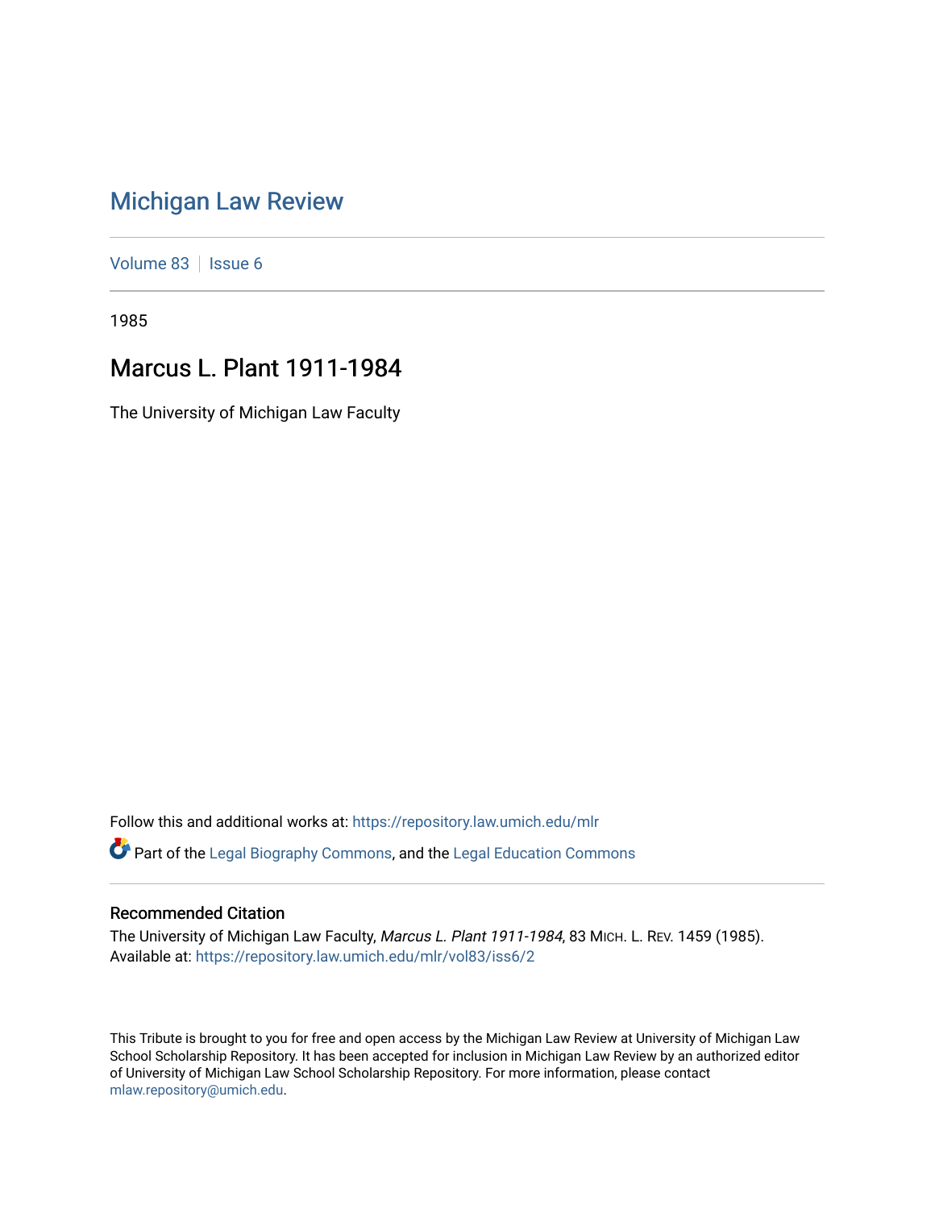# Michigan Law Review

Volume 83 | Issue 6

1985

## Marcus L. Plant 1911-1984

The University of Michigan Law Faculty

Follow this and additional works at: https://repository.law.umich.edu/mlr

Part of the Legal Biography Commons, and the Legal Education Commons

### Recommended Citation

The University of Michigan Law Faculty, *Marcus L. Plant 1911-1984*, 83 MICH. L. REV. 1459 (1985).
Available at: https://repository.law.umich.edu/mlr/vol83/iss6/2

This Tribute is brought to you for free and open access by the Michigan Law Review at University of Michigan Law School Scholarship Repository. It has been accepted for inclusion in Michigan Law Review by an authorized editor of University of Michigan Law School Scholarship Repository. For more information, please contact mlaw.repository@umich.edu.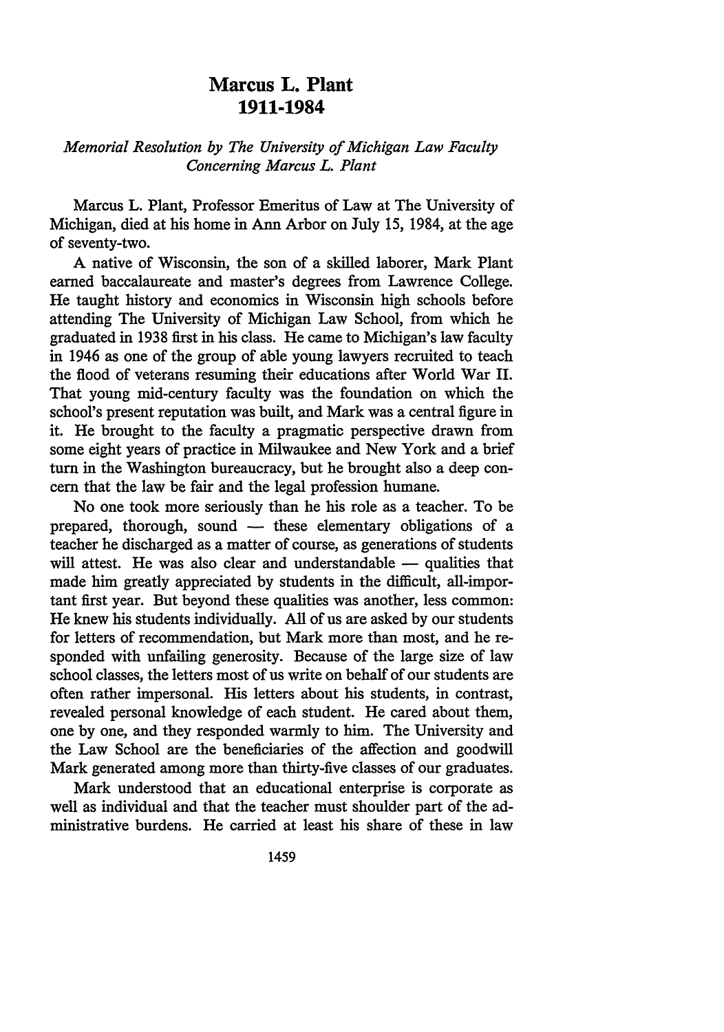# Marcus L. Plant
# 1911-1984

*Memorial Resolution by The University of Michigan Law Faculty Concerning Marcus L. Plant*

Marcus L. Plant, Professor Emeritus of Law at The University of Michigan, died at his home in Ann Arbor on July 15, 1984, at the age of seventy-two.

A native of Wisconsin, the son of a skilled laborer, Mark Plant earned baccalaureate and master's degrees from Lawrence College. He taught history and economics in Wisconsin high schools before attending The University of Michigan Law School, from which he graduated in 1938 first in his class. He came to Michigan's law faculty in 1946 as one of the group of able young lawyers recruited to teach the flood of veterans resuming their educations after World War II. That young mid-century faculty was the foundation on which the school's present reputation was built, and Mark was a central figure in it. He brought to the faculty a pragmatic perspective drawn from some eight years of practice in Milwaukee and New York and a brief turn in the Washington bureaucracy, but he brought also a deep concern that the law be fair and the legal profession humane.

No one took more seriously than he his role as a teacher. To be prepared, thorough, sound — these elementary obligations of a teacher he discharged as a matter of course, as generations of students will attest. He was also clear and understandable — qualities that made him greatly appreciated by students in the difficult, all-important first year. But beyond these qualities was another, less common: He knew his students individually. All of us are asked by our students for letters of recommendation, but Mark more than most, and he responded with unfailing generosity. Because of the large size of law school classes, the letters most of us write on behalf of our students are often rather impersonal. His letters about his students, in contrast, revealed personal knowledge of each student. He cared about them, one by one, and they responded warmly to him. The University and the Law School are the beneficiaries of the affection and goodwill Mark generated among more than thirty-five classes of our graduates.

Mark understood that an educational enterprise is corporate as well as individual and that the teacher must shoulder part of the administrative burdens. He carried at least his share of these in law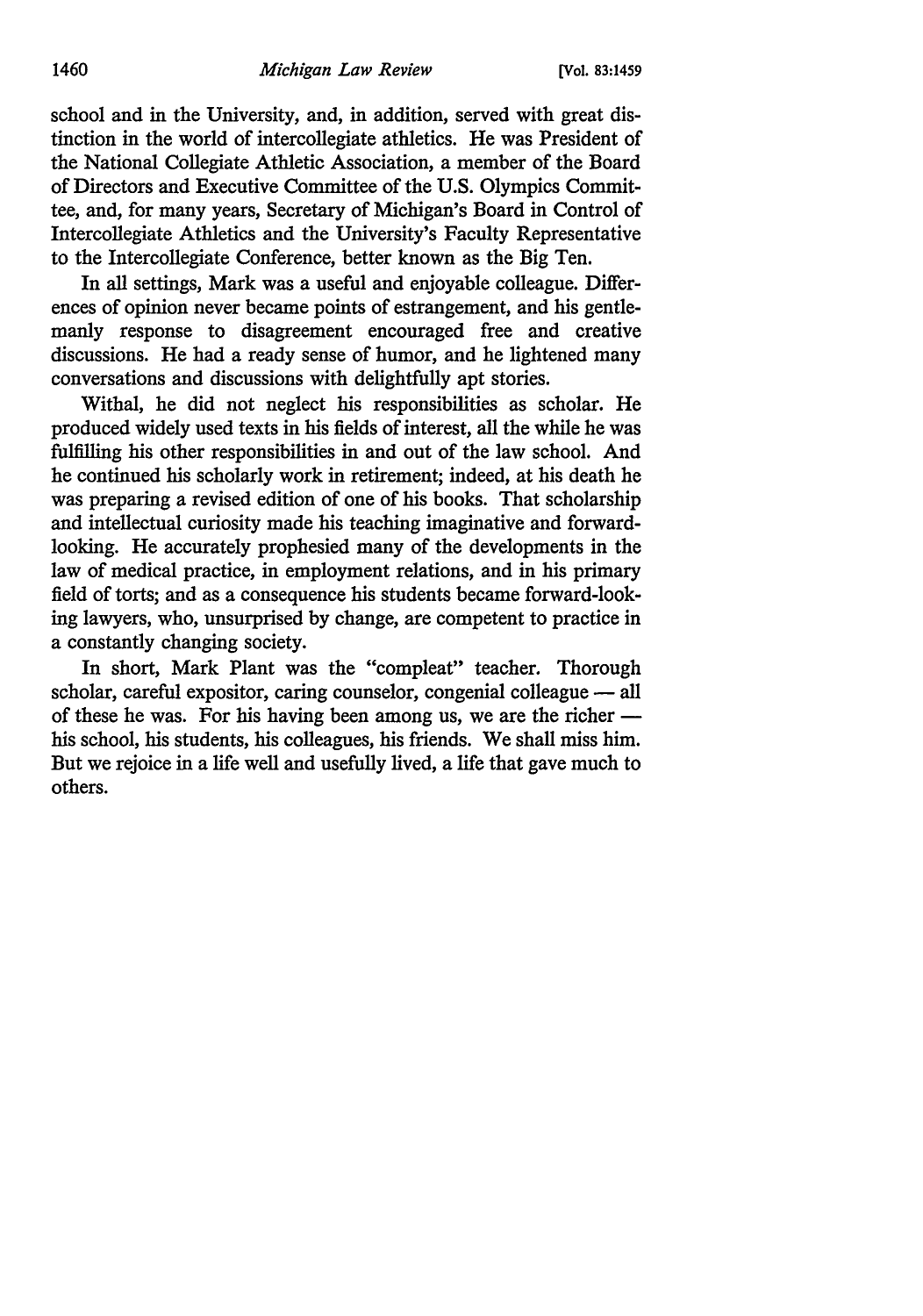school and in the University, and, in addition, served with great distinction in the world of intercollegiate athletics. He was President of the National Collegiate Athletic Association, a member of the Board of Directors and Executive Committee of the U.S. Olympics Committee, and, for many years, Secretary of Michigan's Board in Control of Intercollegiate Athletics and the University's Faculty Representative to the Intercollegiate Conference, better known as the Big Ten.

In all settings, Mark was a useful and enjoyable colleague. Differences of opinion never became points of estrangement, and his gentlemanly response to disagreement encouraged free and creative discussions. He had a ready sense of humor, and he lightened many conversations and discussions with delightfully apt stories.

Withal, he did not neglect his responsibilities as scholar. He produced widely used texts in his fields of interest, all the while he was fulfilling his other responsibilities in and out of the law school. And he continued his scholarly work in retirement; indeed, at his death he was preparing a revised edition of one of his books. That scholarship and intellectual curiosity made his teaching imaginative and forward-looking. He accurately prophesied many of the developments in the law of medical practice, in employment relations, and in his primary field of torts; and as a consequence his students became forward-looking lawyers, who, unsurprised by change, are competent to practice in a constantly changing society.

In short, Mark Plant was the "compleat" teacher. Thorough scholar, careful expositor, caring counselor, congenial colleague — all of these he was. For his having been among us, we are the richer — his school, his students, his colleagues, his friends. We shall miss him. But we rejoice in a life well and usefully lived, a life that gave much to others.